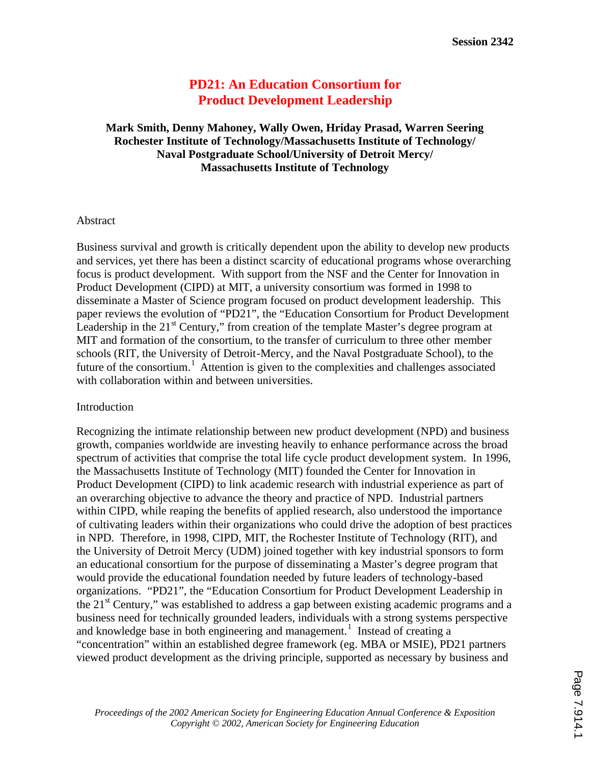Session 2342

# PD21: An Education Consortium for Product Development Leadership

**Mark Smith, Denny Mahoney, Wally Owen, Hriday Prasad, Warren Seering**
**Rochester Institute of Technology/Massachusetts Institute of Technology/ Naval Postgraduate School/University of Detroit Mercy/ Massachusetts Institute of Technology**

## Abstract

Business survival and growth is critically dependent upon the ability to develop new products and services, yet there has been a distinct scarcity of educational programs whose overarching focus is product development. With support from the NSF and the Center for Innovation in Product Development (CIPD) at MIT, a university consortium was formed in 1998 to disseminate a Master of Science program focused on product development leadership. This paper reviews the evolution of "PD21", the "Education Consortium for Product Development Leadership in the 21st Century," from creation of the template Master's degree program at MIT and formation of the consortium, to the transfer of curriculum to three other member schools (RIT, the University of Detroit-Mercy, and the Naval Postgraduate School), to the future of the consortium.[1] Attention is given to the complexities and challenges associated with collaboration within and between universities.

## Introduction

Recognizing the intimate relationship between new product development (NPD) and business growth, companies worldwide are investing heavily to enhance performance across the broad spectrum of activities that comprise the total life cycle product development system. In 1996, the Massachusetts Institute of Technology (MIT) founded the Center for Innovation in Product Development (CIPD) to link academic research with industrial experience as part of an overarching objective to advance the theory and practice of NPD. Industrial partners within CIPD, while reaping the benefits of applied research, also understood the importance of cultivating leaders within their organizations who could drive the adoption of best practices in NPD. Therefore, in 1998, CIPD, MIT, the Rochester Institute of Technology (RIT), and the University of Detroit Mercy (UDM) joined together with key industrial sponsors to form an educational consortium for the purpose of disseminating a Master's degree program that would provide the educational foundation needed by future leaders of technology-based organizations. "PD21", the "Education Consortium for Product Development Leadership in the 21st Century," was established to address a gap between existing academic programs and a business need for technically grounded leaders, individuals with a strong systems perspective and knowledge base in both engineering and management.[1] Instead of creating a "concentration" within an established degree framework (eg. MBA or MSIE), PD21 partners viewed product development as the driving principle, supported as necessary by business and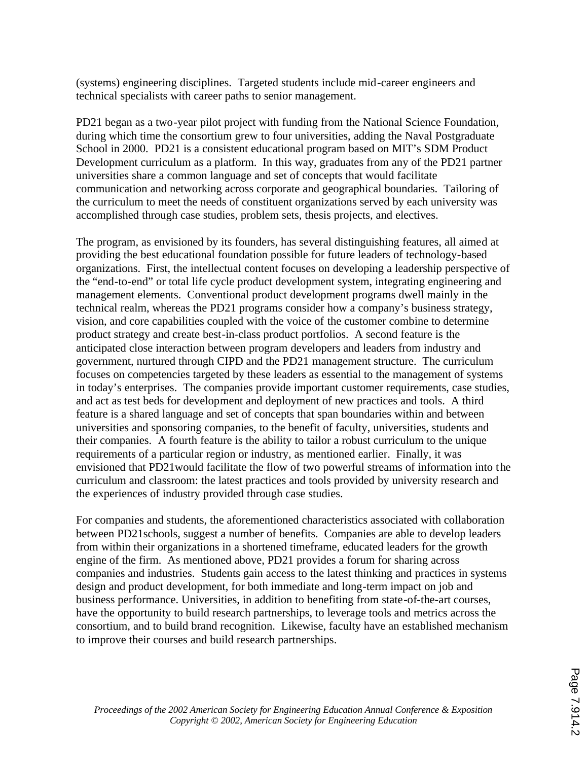(systems) engineering disciplines. Targeted students include mid-career engineers and technical specialists with career paths to senior management.

PD21 began as a two-year pilot project with funding from the National Science Foundation, during which time the consortium grew to four universities, adding the Naval Postgraduate School in 2000. PD21 is a consistent educational program based on MIT's SDM Product Development curriculum as a platform. In this way, graduates from any of the PD21 partner universities share a common language and set of concepts that would facilitate communication and networking across corporate and geographical boundaries. Tailoring of the curriculum to meet the needs of constituent organizations served by each university was accomplished through case studies, problem sets, thesis projects, and electives.

The program, as envisioned by its founders, has several distinguishing features, all aimed at providing the best educational foundation possible for future leaders of technology-based organizations. First, the intellectual content focuses on developing a leadership perspective of the "end-to-end" or total life cycle product development system, integrating engineering and management elements. Conventional product development programs dwell mainly in the technical realm, whereas the PD21 programs consider how a company's business strategy, vision, and core capabilities coupled with the voice of the customer combine to determine product strategy and create best-in-class product portfolios. A second feature is the anticipated close interaction between program developers and leaders from industry and government, nurtured through CIPD and the PD21 management structure. The curriculum focuses on competencies targeted by these leaders as essential to the management of systems in today's enterprises. The companies provide important customer requirements, case studies, and act as test beds for development and deployment of new practices and tools. A third feature is a shared language and set of concepts that span boundaries within and between universities and sponsoring companies, to the benefit of faculty, universities, students and their companies. A fourth feature is the ability to tailor a robust curriculum to the unique requirements of a particular region or industry, as mentioned earlier. Finally, it was envisioned that PD21would facilitate the flow of two powerful streams of information into the curriculum and classroom: the latest practices and tools provided by university research and the experiences of industry provided through case studies.

For companies and students, the aforementioned characteristics associated with collaboration between PD21schools, suggest a number of benefits. Companies are able to develop leaders from within their organizations in a shortened timeframe, educated leaders for the growth engine of the firm. As mentioned above, PD21 provides a forum for sharing across companies and industries. Students gain access to the latest thinking and practices in systems design and product development, for both immediate and long-term impact on job and business performance. Universities, in addition to benefiting from state-of-the-art courses, have the opportunity to build research partnerships, to leverage tools and metrics across the consortium, and to build brand recognition. Likewise, faculty have an established mechanism to improve their courses and build research partnerships.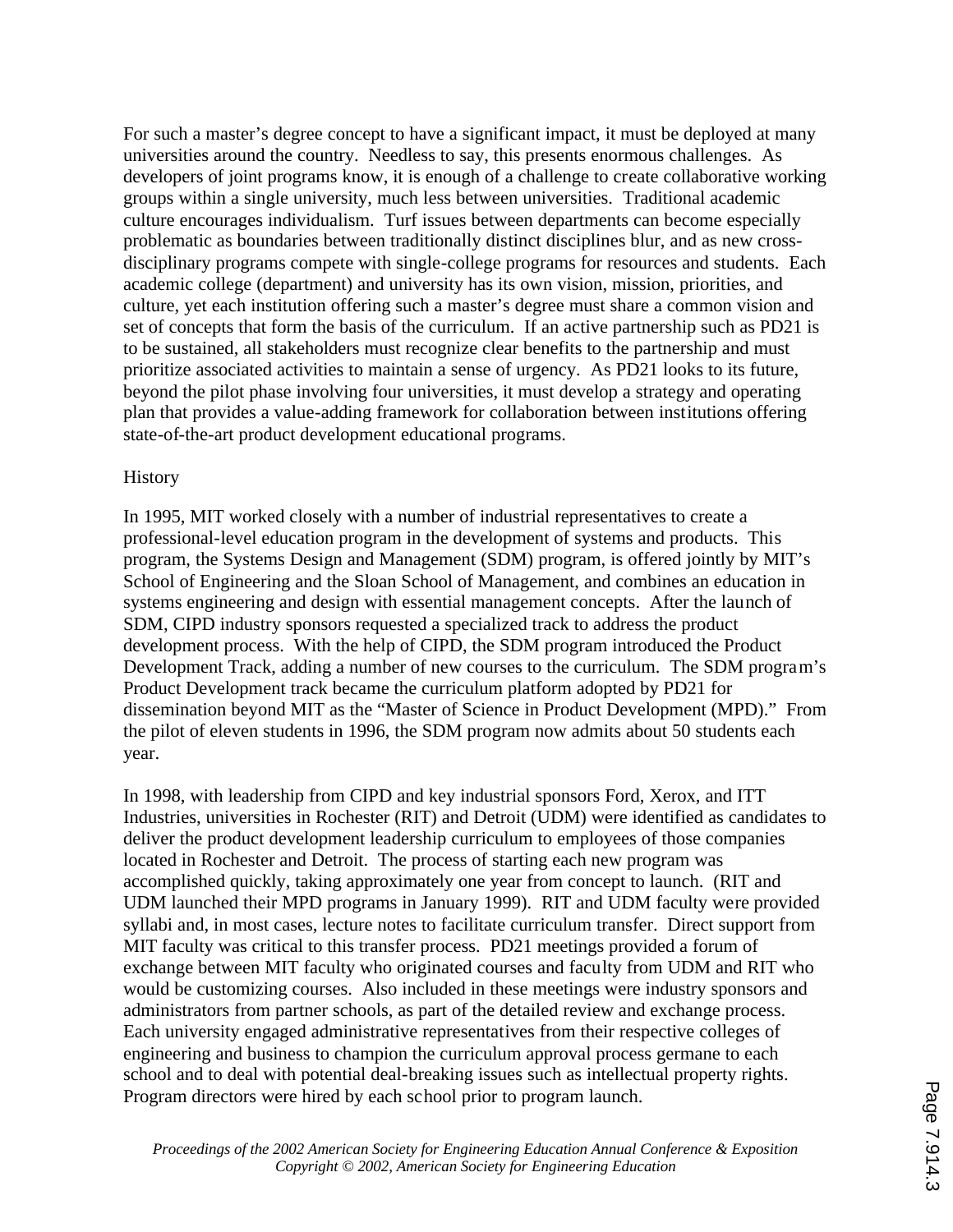For such a master's degree concept to have a significant impact, it must be deployed at many universities around the country. Needless to say, this presents enormous challenges. As developers of joint programs know, it is enough of a challenge to create collaborative working groups within a single university, much less between universities. Traditional academic culture encourages individualism. Turf issues between departments can become especially problematic as boundaries between traditionally distinct disciplines blur, and as new cross-disciplinary programs compete with single-college programs for resources and students. Each academic college (department) and university has its own vision, mission, priorities, and culture, yet each institution offering such a master's degree must share a common vision and set of concepts that form the basis of the curriculum. If an active partnership such as PD21 is to be sustained, all stakeholders must recognize clear benefits to the partnership and must prioritize associated activities to maintain a sense of urgency. As PD21 looks to its future, beyond the pilot phase involving four universities, it must develop a strategy and operating plan that provides a value-adding framework for collaboration between institutions offering state-of-the-art product development educational programs.

## History

In 1995, MIT worked closely with a number of industrial representatives to create a professional-level education program in the development of systems and products. This program, the Systems Design and Management (SDM) program, is offered jointly by MIT's School of Engineering and the Sloan School of Management, and combines an education in systems engineering and design with essential management concepts. After the launch of SDM, CIPD industry sponsors requested a specialized track to address the product development process. With the help of CIPD, the SDM program introduced the Product Development Track, adding a number of new courses to the curriculum. The SDM program's Product Development track became the curriculum platform adopted by PD21 for dissemination beyond MIT as the "Master of Science in Product Development (MPD)." From the pilot of eleven students in 1996, the SDM program now admits about 50 students each year.

In 1998, with leadership from CIPD and key industrial sponsors Ford, Xerox, and ITT Industries, universities in Rochester (RIT) and Detroit (UDM) were identified as candidates to deliver the product development leadership curriculum to employees of those companies located in Rochester and Detroit. The process of starting each new program was accomplished quickly, taking approximately one year from concept to launch. (RIT and UDM launched their MPD programs in January 1999). RIT and UDM faculty were provided syllabi and, in most cases, lecture notes to facilitate curriculum transfer. Direct support from MIT faculty was critical to this transfer process. PD21 meetings provided a forum of exchange between MIT faculty who originated courses and faculty from UDM and RIT who would be customizing courses. Also included in these meetings were industry sponsors and administrators from partner schools, as part of the detailed review and exchange process. Each university engaged administrative representatives from their respective colleges of engineering and business to champion the curriculum approval process germane to each school and to deal with potential deal-breaking issues such as intellectual property rights. Program directors were hired by each school prior to program launch.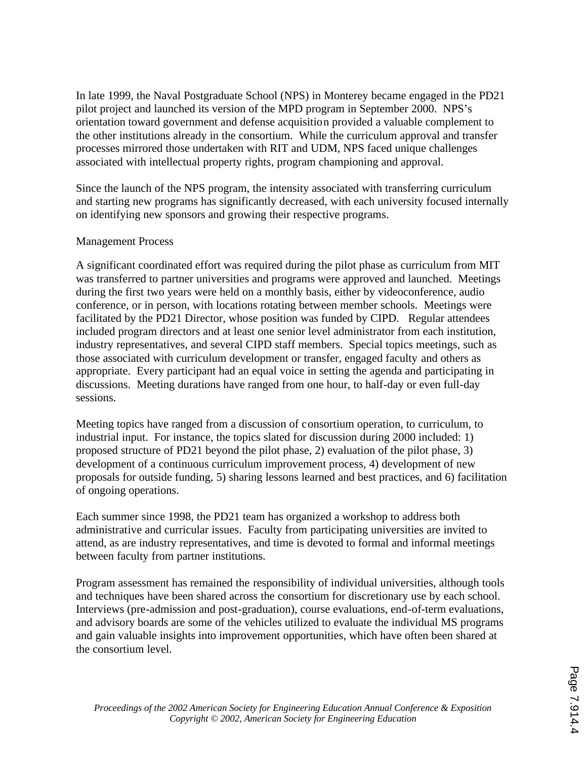In late 1999, the Naval Postgraduate School (NPS) in Monterey became engaged in the PD21 pilot project and launched its version of the MPD program in September 2000. NPS's orientation toward government and defense acquisition provided a valuable complement to the other institutions already in the consortium. While the curriculum approval and transfer processes mirrored those undertaken with RIT and UDM, NPS faced unique challenges associated with intellectual property rights, program championing and approval.

Since the launch of the NPS program, the intensity associated with transferring curriculum and starting new programs has significantly decreased, with each university focused internally on identifying new sponsors and growing their respective programs.

## Management Process

A significant coordinated effort was required during the pilot phase as curriculum from MIT was transferred to partner universities and programs were approved and launched. Meetings during the first two years were held on a monthly basis, either by videoconference, audio conference, or in person, with locations rotating between member schools. Meetings were facilitated by the PD21 Director, whose position was funded by CIPD. Regular attendees included program directors and at least one senior level administrator from each institution, industry representatives, and several CIPD staff members. Special topics meetings, such as those associated with curriculum development or transfer, engaged faculty and others as appropriate. Every participant had an equal voice in setting the agenda and participating in discussions. Meeting durations have ranged from one hour, to half-day or even full-day sessions.

Meeting topics have ranged from a discussion of consortium operation, to curriculum, to industrial input. For instance, the topics slated for discussion during 2000 included: 1) proposed structure of PD21 beyond the pilot phase, 2) evaluation of the pilot phase, 3) development of a continuous curriculum improvement process, 4) development of new proposals for outside funding, 5) sharing lessons learned and best practices, and 6) facilitation of ongoing operations.

Each summer since 1998, the PD21 team has organized a workshop to address both administrative and curricular issues. Faculty from participating universities are invited to attend, as are industry representatives, and time is devoted to formal and informal meetings between faculty from partner institutions.

Program assessment has remained the responsibility of individual universities, although tools and techniques have been shared across the consortium for discretionary use by each school. Interviews (pre-admission and post-graduation), course evaluations, end-of-term evaluations, and advisory boards are some of the vehicles utilized to evaluate the individual MS programs and gain valuable insights into improvement opportunities, which have often been shared at the consortium level.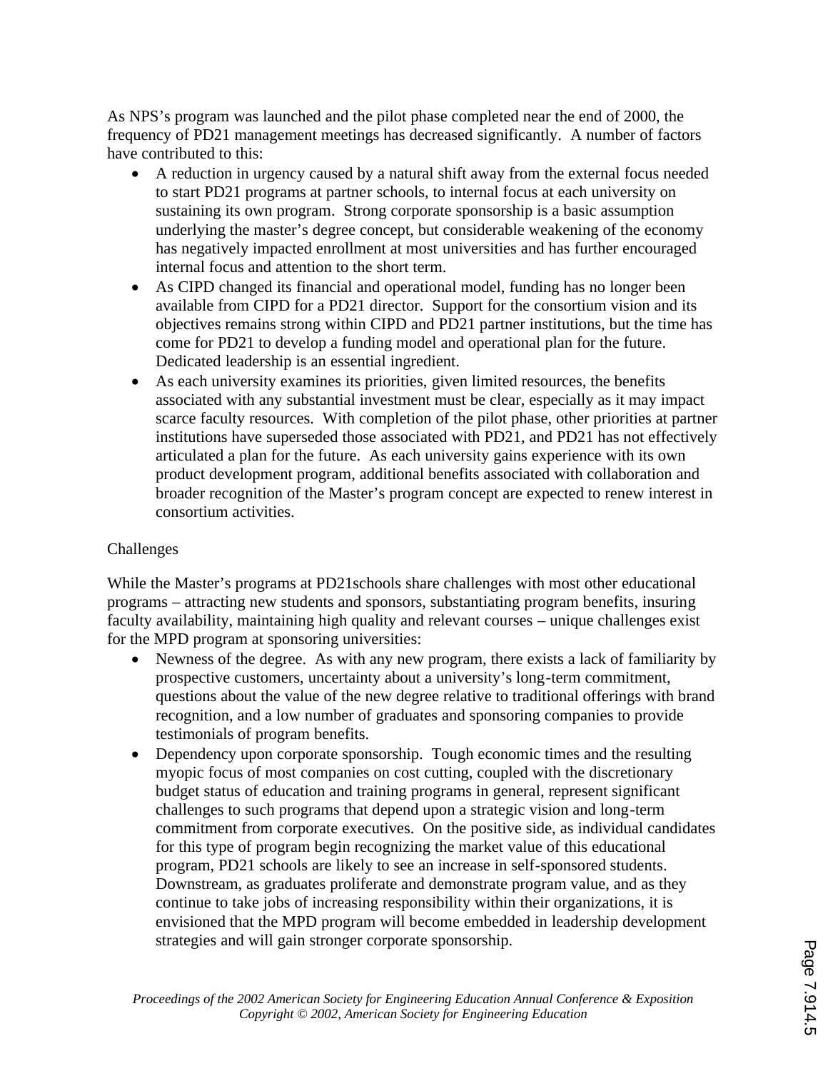As NPS's program was launched and the pilot phase completed near the end of 2000, the frequency of PD21 management meetings has decreased significantly. A number of factors have contributed to this:

- A reduction in urgency caused by a natural shift away from the external focus needed to start PD21 programs at partner schools, to internal focus at each university on sustaining its own program. Strong corporate sponsorship is a basic assumption underlying the master's degree concept, but considerable weakening of the economy has negatively impacted enrollment at most universities and has further encouraged internal focus and attention to the short term.
- As CIPD changed its financial and operational model, funding has no longer been available from CIPD for a PD21 director. Support for the consortium vision and its objectives remains strong within CIPD and PD21 partner institutions, but the time has come for PD21 to develop a funding model and operational plan for the future. Dedicated leadership is an essential ingredient.
- As each university examines its priorities, given limited resources, the benefits associated with any substantial investment must be clear, especially as it may impact scarce faculty resources. With completion of the pilot phase, other priorities at partner institutions have superseded those associated with PD21, and PD21 has not effectively articulated a plan for the future. As each university gains experience with its own product development program, additional benefits associated with collaboration and broader recognition of the Master's program concept are expected to renew interest in consortium activities.

Challenges

While the Master's programs at PD21schools share challenges with most other educational programs – attracting new students and sponsors, substantiating program benefits, insuring faculty availability, maintaining high quality and relevant courses – unique challenges exist for the MPD program at sponsoring universities:

- Newness of the degree. As with any new program, there exists a lack of familiarity by prospective customers, uncertainty about a university's long-term commitment, questions about the value of the new degree relative to traditional offerings with brand recognition, and a low number of graduates and sponsoring companies to provide testimonials of program benefits.
- Dependency upon corporate sponsorship. Tough economic times and the resulting myopic focus of most companies on cost cutting, coupled with the discretionary budget status of education and training programs in general, represent significant challenges to such programs that depend upon a strategic vision and long-term commitment from corporate executives. On the positive side, as individual candidates for this type of program begin recognizing the market value of this educational program, PD21 schools are likely to see an increase in self-sponsored students. Downstream, as graduates proliferate and demonstrate program value, and as they continue to take jobs of increasing responsibility within their organizations, it is envisioned that the MPD program will become embedded in leadership development strategies and will gain stronger corporate sponsorship.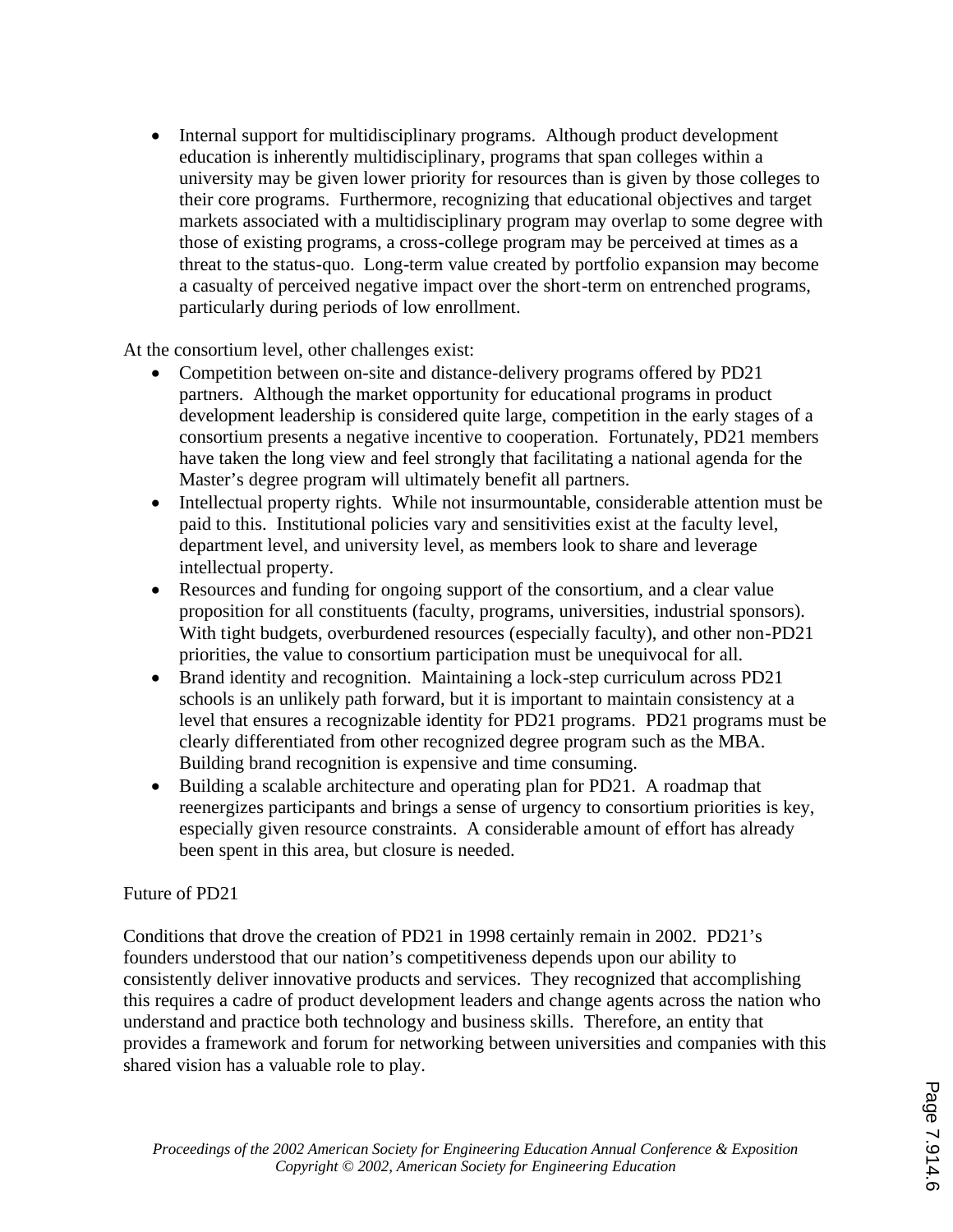- Internal support for multidisciplinary programs. Although product development education is inherently multidisciplinary, programs that span colleges within a university may be given lower priority for resources than is given by those colleges to their core programs. Furthermore, recognizing that educational objectives and target markets associated with a multidisciplinary program may overlap to some degree with those of existing programs, a cross-college program may be perceived at times as a threat to the status-quo. Long-term value created by portfolio expansion may become a casualty of perceived negative impact over the short-term on entrenched programs, particularly during periods of low enrollment.

At the consortium level, other challenges exist:

- Competition between on-site and distance-delivery programs offered by PD21 partners. Although the market opportunity for educational programs in product development leadership is considered quite large, competition in the early stages of a consortium presents a negative incentive to cooperation. Fortunately, PD21 members have taken the long view and feel strongly that facilitating a national agenda for the Master's degree program will ultimately benefit all partners.
- Intellectual property rights. While not insurmountable, considerable attention must be paid to this. Institutional policies vary and sensitivities exist at the faculty level, department level, and university level, as members look to share and leverage intellectual property.
- Resources and funding for ongoing support of the consortium, and a clear value proposition for all constituents (faculty, programs, universities, industrial sponsors). With tight budgets, overburdened resources (especially faculty), and other non-PD21 priorities, the value to consortium participation must be unequivocal for all.
- Brand identity and recognition. Maintaining a lock-step curriculum across PD21 schools is an unlikely path forward, but it is important to maintain consistency at a level that ensures a recognizable identity for PD21 programs. PD21 programs must be clearly differentiated from other recognized degree program such as the MBA. Building brand recognition is expensive and time consuming.
- Building a scalable architecture and operating plan for PD21. A roadmap that reenergizes participants and brings a sense of urgency to consortium priorities is key, especially given resource constraints. A considerable amount of effort has already been spent in this area, but closure is needed.

## Future of PD21

Conditions that drove the creation of PD21 in 1998 certainly remain in 2002. PD21's founders understood that our nation's competitiveness depends upon our ability to consistently deliver innovative products and services. They recognized that accomplishing this requires a cadre of product development leaders and change agents across the nation who understand and practice both technology and business skills. Therefore, an entity that provides a framework and forum for networking between universities and companies with this shared vision has a valuable role to play.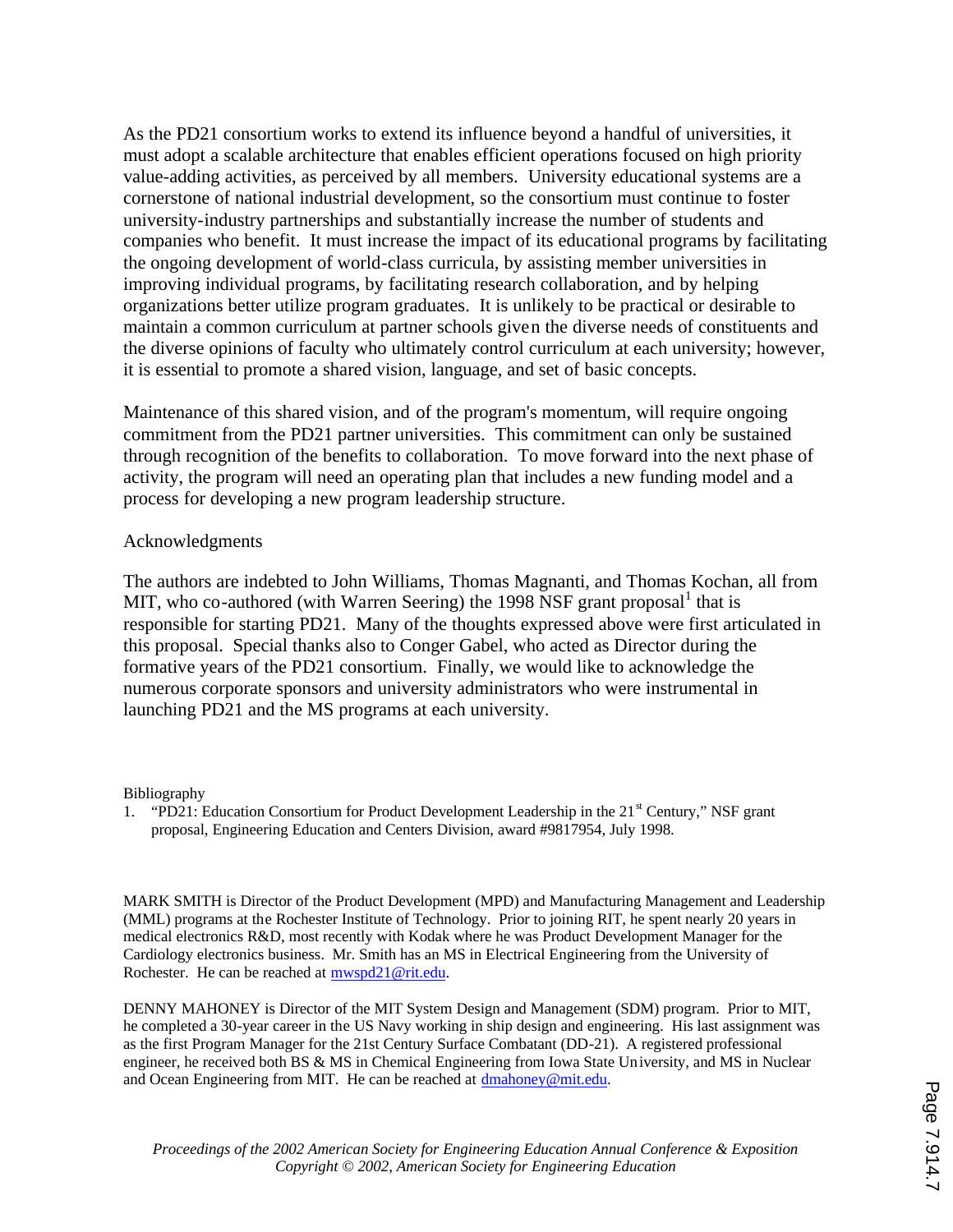As the PD21 consortium works to extend its influence beyond a handful of universities, it must adopt a scalable architecture that enables efficient operations focused on high priority value-adding activities, as perceived by all members. University educational systems are a cornerstone of national industrial development, so the consortium must continue to foster university-industry partnerships and substantially increase the number of students and companies who benefit. It must increase the impact of its educational programs by facilitating the ongoing development of world-class curricula, by assisting member universities in improving individual programs, by facilitating research collaboration, and by helping organizations better utilize program graduates. It is unlikely to be practical or desirable to maintain a common curriculum at partner schools given the diverse needs of constituents and the diverse opinions of faculty who ultimately control curriculum at each university; however, it is essential to promote a shared vision, language, and set of basic concepts.

Maintenance of this shared vision, and of the program's momentum, will require ongoing commitment from the PD21 partner universities. This commitment can only be sustained through recognition of the benefits to collaboration. To move forward into the next phase of activity, the program will need an operating plan that includes a new funding model and a process for developing a new program leadership structure.

## Acknowledgments

The authors are indebted to John Williams, Thomas Magnanti, and Thomas Kochan, all from MIT, who co-authored (with Warren Seering) the 1998 NSF grant proposal[1] that is responsible for starting PD21. Many of the thoughts expressed above were first articulated in this proposal. Special thanks also to Conger Gabel, who acted as Director during the formative years of the PD21 consortium. Finally, we would like to acknowledge the numerous corporate sponsors and university administrators who were instrumental in launching PD21 and the MS programs at each university.

## Bibliography

1. "PD21: Education Consortium for Product Development Leadership in the 21st Century," NSF grant proposal, Engineering Education and Centers Division, award #9817954, July 1998.

MARK SMITH is Director of the Product Development (MPD) and Manufacturing Management and Leadership (MML) programs at the Rochester Institute of Technology. Prior to joining RIT, he spent nearly 20 years in medical electronics R&D, most recently with Kodak where he was Product Development Manager for the Cardiology electronics business. Mr. Smith has an MS in Electrical Engineering from the University of Rochester. He can be reached at mwspd21@rit.edu.

DENNY MAHONEY is Director of the MIT System Design and Management (SDM) program. Prior to MIT, he completed a 30-year career in the US Navy working in ship design and engineering. His last assignment was as the first Program Manager for the 21st Century Surface Combatant (DD-21). A registered professional engineer, he received both BS & MS in Chemical Engineering from Iowa State University, and MS in Nuclear and Ocean Engineering from MIT. He can be reached at dmahoney@mit.edu.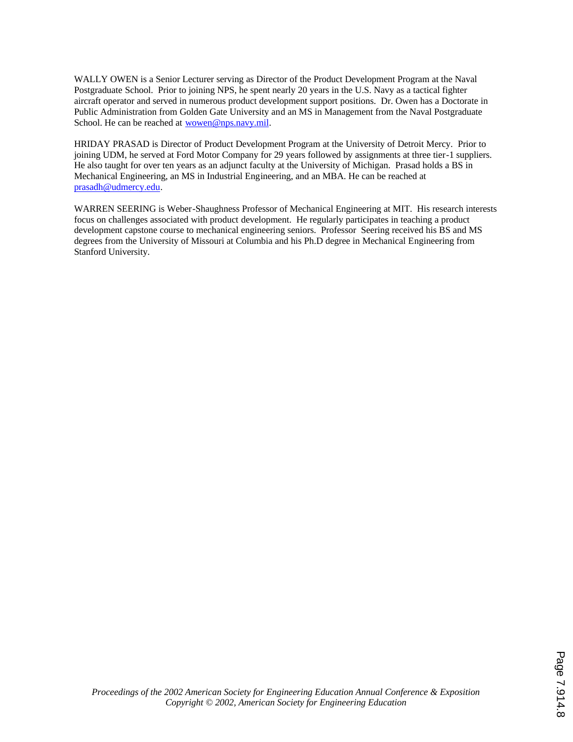WALLY OWEN is a Senior Lecturer serving as Director of the Product Development Program at the Naval Postgraduate School. Prior to joining NPS, he spent nearly 20 years in the U.S. Navy as a tactical fighter aircraft operator and served in numerous product development support positions. Dr. Owen has a Doctorate in Public Administration from Golden Gate University and an MS in Management from the Naval Postgraduate School. He can be reached at wowen@nps.navy.mil.

HRIDAY PRASAD is Director of Product Development Program at the University of Detroit Mercy. Prior to joining UDM, he served at Ford Motor Company for 29 years followed by assignments at three tier-1 suppliers. He also taught for over ten years as an adjunct faculty at the University of Michigan. Prasad holds a BS in Mechanical Engineering, an MS in Industrial Engineering, and an MBA. He can be reached at prasadh@udmercy.edu.

WARREN SEERING is Weber-Shaughness Professor of Mechanical Engineering at MIT. His research interests focus on challenges associated with product development. He regularly participates in teaching a product development capstone course to mechanical engineering seniors. Professor Seering received his BS and MS degrees from the University of Missouri at Columbia and his Ph.D degree in Mechanical Engineering from Stanford University.